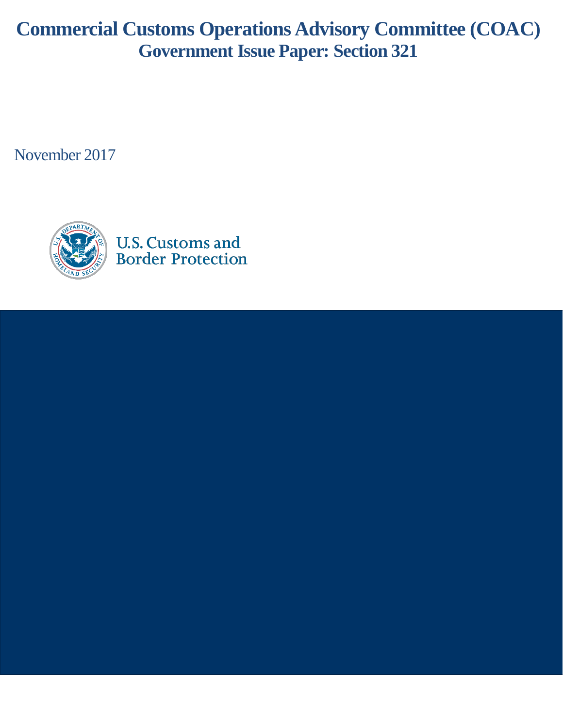# Commercial Customs Operations Advisory Committee (COAC)
## Government Issue Paper: Section 321

November 2017

U.S. Customs and Border Protection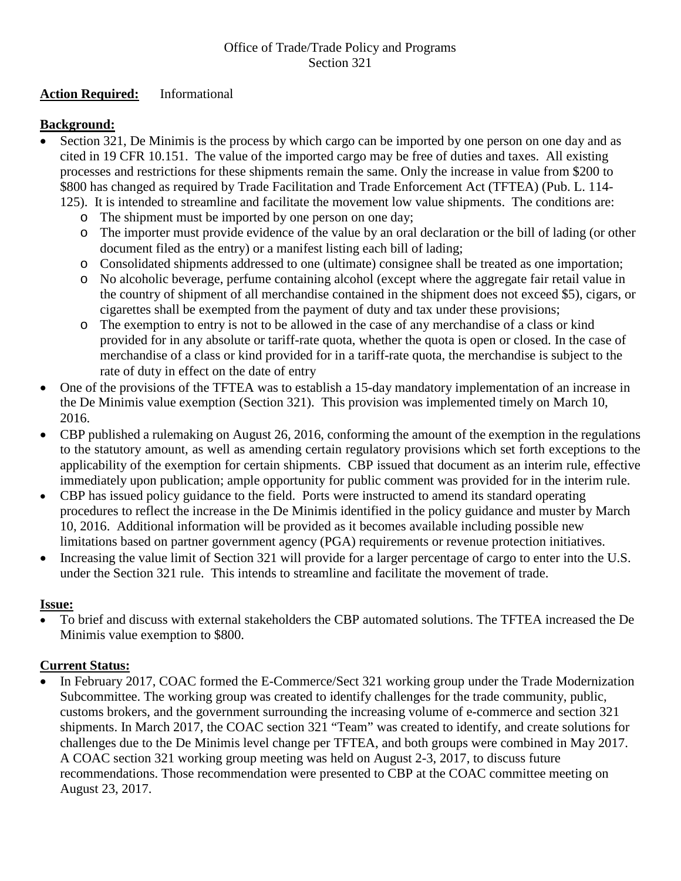Office of Trade/Trade Policy and Programs
Section 321

**Action Required:** Informational

**Background:**

- Section 321, De Minimis is the process by which cargo can be imported by one person on one day and as cited in 19 CFR 10.151. The value of the imported cargo may be free of duties and taxes. All existing processes and restrictions for these shipments remain the same. Only the increase in value from $200 to $800 has changed as required by Trade Facilitation and Trade Enforcement Act (TFTEA) (Pub. L. 114-125). It is intended to streamline and facilitate the movement low value shipments. The conditions are:
  - The shipment must be imported by one person on one day;
  - The importer must provide evidence of the value by an oral declaration or the bill of lading (or other document filed as the entry) or a manifest listing each bill of lading;
  - Consolidated shipments addressed to one (ultimate) consignee shall be treated as one importation;
  - No alcoholic beverage, perfume containing alcohol (except where the aggregate fair retail value in the country of shipment of all merchandise contained in the shipment does not exceed $5), cigars, or cigarettes shall be exempted from the payment of duty and tax under these provisions;
  - The exemption to entry is not to be allowed in the case of any merchandise of a class or kind provided for in any absolute or tariff-rate quota, whether the quota is open or closed. In the case of merchandise of a class or kind provided for in a tariff-rate quota, the merchandise is subject to the rate of duty in effect on the date of entry
- One of the provisions of the TFTEA was to establish a 15-day mandatory implementation of an increase in the De Minimis value exemption (Section 321). This provision was implemented timely on March 10, 2016.
- CBP published a rulemaking on August 26, 2016, conforming the amount of the exemption in the regulations to the statutory amount, as well as amending certain regulatory provisions which set forth exceptions to the applicability of the exemption for certain shipments. CBP issued that document as an interim rule, effective immediately upon publication; ample opportunity for public comment was provided for in the interim rule.
- CBP has issued policy guidance to the field. Ports were instructed to amend its standard operating procedures to reflect the increase in the De Minimis identified in the policy guidance and muster by March 10, 2016. Additional information will be provided as it becomes available including possible new limitations based on partner government agency (PGA) requirements or revenue protection initiatives.
- Increasing the value limit of Section 321 will provide for a larger percentage of cargo to enter into the U.S. under the Section 321 rule. This intends to streamline and facilitate the movement of trade.

**Issue:**

- To brief and discuss with external stakeholders the CBP automated solutions. The TFTEA increased the De Minimis value exemption to $800.

**Current Status:**

- In February 2017, COAC formed the E-Commerce/Sect 321 working group under the Trade Modernization Subcommittee. The working group was created to identify challenges for the trade community, public, customs brokers, and the government surrounding the increasing volume of e-commerce and section 321 shipments. In March 2017, the COAC section 321 "Team" was created to identify, and create solutions for challenges due to the De Minimis level change per TFTEA, and both groups were combined in May 2017. A COAC section 321 working group meeting was held on August 2-3, 2017, to discuss future recommendations. Those recommendation were presented to CBP at the COAC committee meeting on August 23, 2017.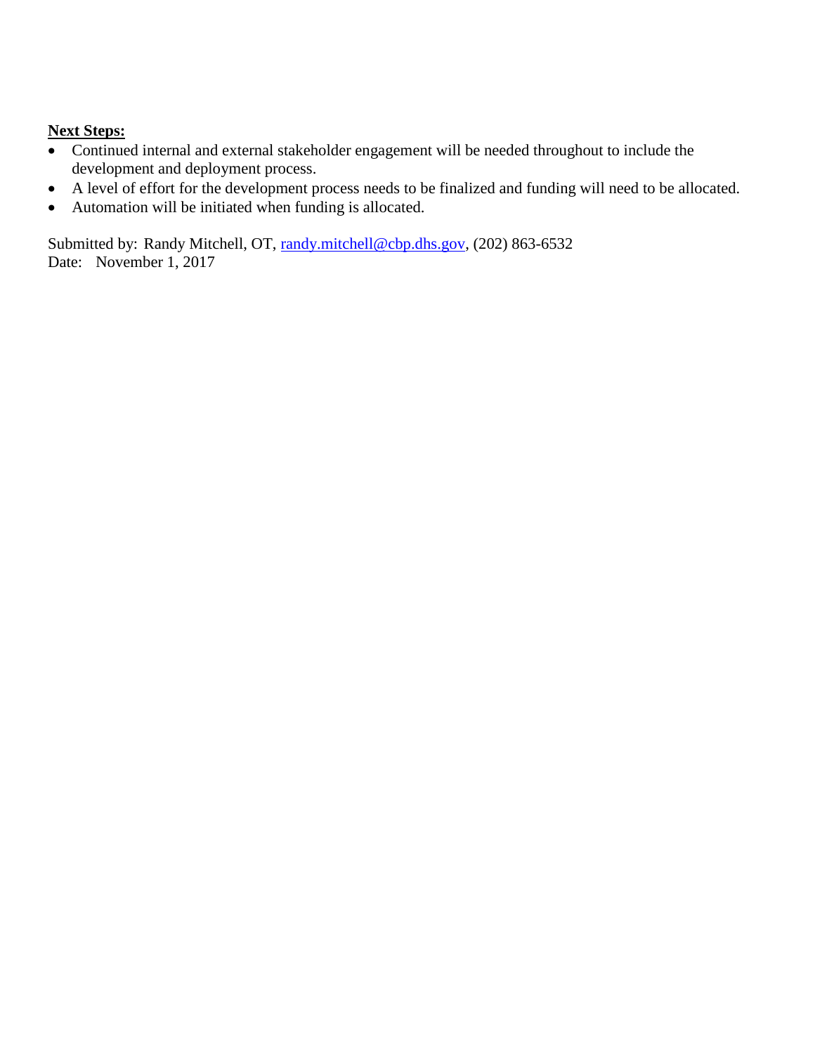**Next Steps:**

- Continued internal and external stakeholder engagement will be needed throughout to include the development and deployment process.
- A level of effort for the development process needs to be finalized and funding will need to be allocated.
- Automation will be initiated when funding is allocated.

Submitted by: Randy Mitchell, OT, randy.mitchell@cbp.dhs.gov, (202) 863-6532
Date: November 1, 2017